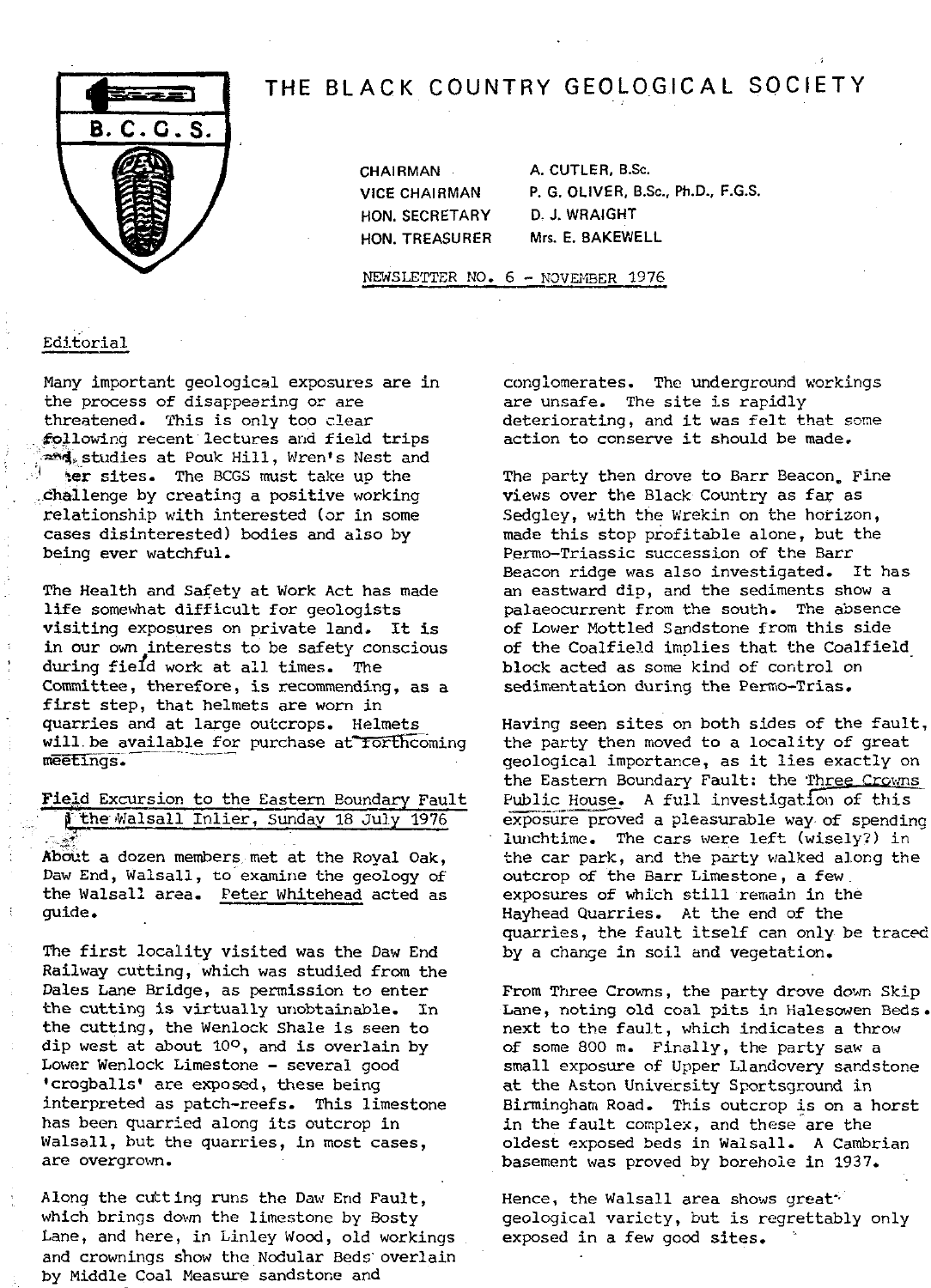# THE BLACK COUNTRY GEOLOGICAL SOCIETY

B. C. G. S.

| | |
|---|---|
| CHAIRMAN | A. CUTLER, B.Sc. |
| VICE CHAIRMAN | P. G. OLIVER, B.Sc., Ph.D., F.G.S. |
| HON. SECRETARY | D. J. WRAIGHT |
| HON. TREASURER | Mrs. E. BAKEWELL |

NEWSLETTER NO. 6 - NOVEMBER 1976

## Editorial

Many important geological exposures are in the process of disappearing or are threatened. This is only too clear following recent lectures and field trips and studies at Pouk Hill, Wren's Nest and other sites. The BCGS must take up the challenge by creating a positive working relationship with interested (or in some cases disinterested) bodies and also by being ever watchful.

The Health and Safety at Work Act has made life somewhat difficult for geologists visiting exposures on private land. It is in our own interests to be safety conscious during field work at all times. The Committee, therefore, is recommending, as a first step, that helmets are worn in quarries and at large outcrops. Helmets will be available for purchase at forthcoming meetings.

## Field Excursion to the Eastern Boundary Fault of the Walsall Inlier, Sunday 18 July 1976

About a dozen members met at the Royal Oak, Daw End, Walsall, to examine the geology of the Walsall area. Peter Whitehead acted as guide.

The first locality visited was the Daw End Railway cutting, which was studied from the Dales Lane Bridge, as permission to enter the cutting is virtually unobtainable. In the cutting, the Wenlock Shale is seen to dip west at about 10°, and is overlain by Lower Wenlock Limestone - several good 'crogballs' are exposed, these being interpreted as patch-reefs. This limestone has been quarried along its outcrop in Walsall, but the quarries, in most cases, are overgrown.

Along the cutting runs the Daw End Fault, which brings down the limestone by Bosty Lane, and here, in Linley Wood, old workings and crownings show the Nodular Beds overlain by Middle Coal Measure sandstone and conglomerates. The underground workings are unsafe. The site is rapidly deteriorating, and it was felt that some action to conserve it should be made.

The party then drove to Barr Beacon. Fine views over the Black Country as far as Sedgley, with the Wrekin on the horizon, made this stop profitable alone, but the Permo-Triassic succession of the Barr Beacon ridge was also investigated. It has an eastward dip, and the sediments show a palaeocurrent from the south. The absence of Lower Mottled Sandstone from this side of the Coalfield implies that the Coalfield block acted as some kind of control on sedimentation during the Permo-Trias.

Having seen sites on both sides of the fault, the party then moved to a locality of great geological importance, as it lies exactly on the Eastern Boundary Fault: the Three Crowns Public House. A full investigation of this exposure proved a pleasurable way of spending lunchtime. The cars were left (wisely?) in the car park, and the party walked along the outcrop of the Barr Limestone, a few exposures of which still remain in the Hayhead Quarries. At the end of the quarries, the fault itself can only be traced by a change in soil and vegetation.

From Three Crowns, the party drove down Skip Lane, noting old coal pits in Halesowen Beds next to the fault, which indicates a throw of some 800 m. Finally, the party saw a small exposure of Upper Llandovery sandstone at the Aston University Sportsground in Birmingham Road. This outcrop is on a horst in the fault complex, and these are the oldest exposed beds in Walsall. A Cambrian basement was proved by borehole in 1937.

Hence, the Walsall area shows great geological variety, but is regrettably only exposed in a few good sites.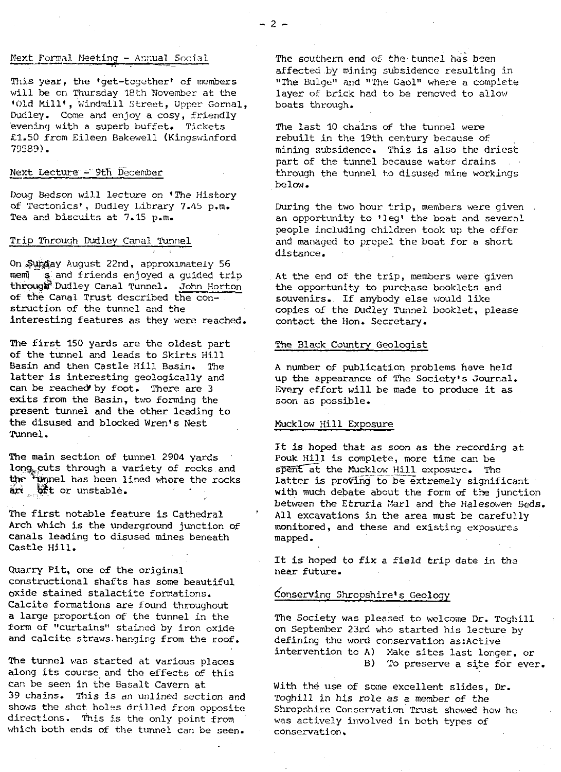## Next Formal Meeting - Annual Social

This year, the 'get-together' of members will be on Thursday 18th November at the 'Old Mill', Windmill Street, Upper Gornal, Dudley. Come and enjoy a cosy, friendly evening with a superb buffet. Tickets £1.50 from Eileen Bakewell (Kingswinford 79589).

## Next Lecture - 9th December

Doug Bedson will lecture on 'The History of Tectonics', Dudley Library 7.45 p.m. Tea and biscuits at 7.15 p.m.

## Trip Through Dudley Canal Tunnel

On Sunday August 22nd, approximately 56 members and friends enjoyed a guided trip through Dudley Canal Tunnel. John Horton of the Canal Trust described the construction of the tunnel and the interesting features as they were reached.

The first 150 yards are the oldest part of the tunnel and leads to Skirts Hill Basin and then Castle Hill Basin. The latter is interesting geologically and can be reached by foot. There are 3 exits from the Basin, two forming the present tunnel and the other leading to the disused and blocked Wren's Nest Tunnel.

The main section of tunnel 2904 yards long cuts through a variety of rocks and the tunnel has been lined where the rocks are soft or unstable.

The first notable feature is Cathedral Arch which is the underground junction of canals leading to disused mines beneath Castle Hill.

Quarry Pit, one of the original constructional shafts has some beautiful oxide stained stalactite formations. Calcite formations are found throughout a large proportion of the tunnel in the form of "curtains" stained by iron oxide and calcite straws hanging from the roof.

The tunnel was started at various places along its course and the effects of this can be seen in the Basalt Cavern at 39 chains. This is an unlined section and shows the shot holes drilled from opposite directions. This is the only point from which both ends of the tunnel can be seen.

The southern end of the tunnel has been affected by mining subsidence resulting in "The Bulge" and "The Gaol" where a complete layer of brick had to be removed to allow boats through.

The last 10 chains of the tunnel were rebuilt in the 19th century because of mining subsidence. This is also the driest part of the tunnel because water drains through the tunnel to disused mine workings below.

During the two hour trip, members were given an opportunity to 'leg' the boat and several people including children took up the offer and managed to propel the boat for a short distance.

At the end of the trip, members were given the opportunity to purchase booklets and souvenirs. If anybody else would like copies of the Dudley Tunnel booklet, please contact the Hon. Secretary.

## The Black Country Geologist

A number of publication problems have held up the appearance of The Society's Journal. Every effort will be made to produce it as soon as possible.

## Mucklow Hill Exposure

It is hoped that as soon as the recording at Pouk Hill is complete, more time can be spent at the Mucklow Hill exposure. The latter is proving to be extremely significant with much debate about the form of the junction between the Etruria Marl and the Halesowen Beds. All excavations in the area must be carefully monitored, and these and existing exposures mapped.

It is hoped to fix a field trip date in the near future.

## Conserving Shropshire's Geology

The Society was pleased to welcome Dr. Toghill on September 23rd who started his lecture by defining the word conservation as:Active intervention to A) Make sites last longer, or B) To preserve a site for ever.

With the use of some excellent slides, Dr. Toghill in his role as a member of the Shropshire Conservation Trust showed how he was actively involved in both types of conservation.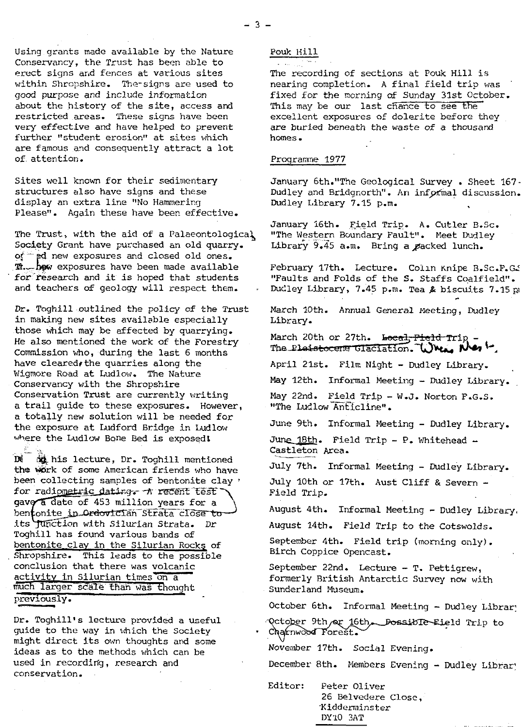Using grants made available by the Nature Conservancy, the Trust has been able to erect signs and fences at various sites within Shropshire. The signs are used to good purpose and include information about the history of the site, access and restricted areas. These signs have been very effective and have helped to prevent further "student erosion" at sites which are famous and consequently attract a lot of attention.

Sites well known for their sedimentary structures also have signs and these display an extra line "No Hammering Please". Again these have been effective.

The Trust, with the aid of a Palaeontological Society Grant have purchased an old quarry. of ed new exposures and closed old ones. The new exposures have been made available for research and it is hoped that students and teachers of geology will respect them.

Dr. Toghill outlined the policy of the Trust in making new sites available especially those which may be affected by quarrying. He also mentioned the work of the Forestry Commission who, during the last 6 months have cleared the quarries along the Wigmore Road at Ludlow. The Nature Conservancy with the Shropshire Conservation Trust are currently writing a trail guide to these exposures. However, a totally new solution will be needed for the exposure at Ludford Bridge in Ludlow where the Ludlow Bone Bed is exposed!

In his lecture, Dr. Toghill mentioned the work of some American friends who have been collecting samples of bentonite clay for radiometric dating. A recent test gave a date of 453 million years for a bentonite in Ordovician Strata close to its junction with Silurian Strata. Dr Toghill has found various bands of bentonite clay in the Silurian Rocks of Shropshire. This leads to the possible conclusion that there was volcanic activity in Silurian times on a much larger scale than was thought previously.

Dr. Toghill's lecture provided a useful guide to the way in which the Society might direct its own thoughts and some ideas as to the methods which can be used in recording, research and conservation.

## Pouk Hill

The recording of sections at Pouk Hill is nearing completion. A final field trip was fixed for the morning of Sunday 31st October. This may be our last chance to see the excellent exposures of dolerite before they are buried beneath the waste of a thousand homes.

## Programme 1977

January 6th. "The Geological Survey . Sheet 167 - Dudley and Bridgnorth". An informal discussion. Dudley Library 7.15 p.m.

January 16th. Field Trip. A. Cutler B.Sc. "The Western Boundary Fault". Meet Dudley Library 9.45 a.m. Bring a packed lunch.

February 17th. Lecture. Colin Knipe B.Sc.F.G.S "Faults and Folds of the S. Staffs Coalfield". Dudley Library, 7.45 p.m. Tea & biscuits 7.15 p.m.

March 10th. Annual General Meeting, Dudley Library.

March 20th or 27th. ~~Local Field Trip - The Pleistocene Glaciation.~~ Wren's Nest.

April 21st. Film Night - Dudley Library.

May 12th. Informal Meeting - Dudley Library.

May 22nd. Field Trip - W.J. Norton F.G.S. "The Ludlow Anticline".

June 9th. Informal Meeting - Dudley Library.

June 18th. Field Trip - P. Whitehead - Castleton Area.

July 7th. Informal Meeting - Dudley Library.

July 10th or 17th. Aust Cliff & Severn - Field Trip.

August 4th. Informal Meeting - Dudley Library.

August 14th. Field Trip to the Cotswolds.

September 4th. Field trip (morning only). Birch Coppice Opencast.

September 22nd. Lecture - T. Pettigrew, formerly British Antarctic Survey now with Sunderland Museum.

October 6th. Informal Meeting - Dudley Library

October 9th or 16th. ~~Possible Field Trip to~~ Charnwood Forest.

November 17th. Social Evening.

December 8th. Members Evening - Dudley Library

Editor: Peter Oliver
26 Belvedere Close,
Kidderminster
DY10 3AT